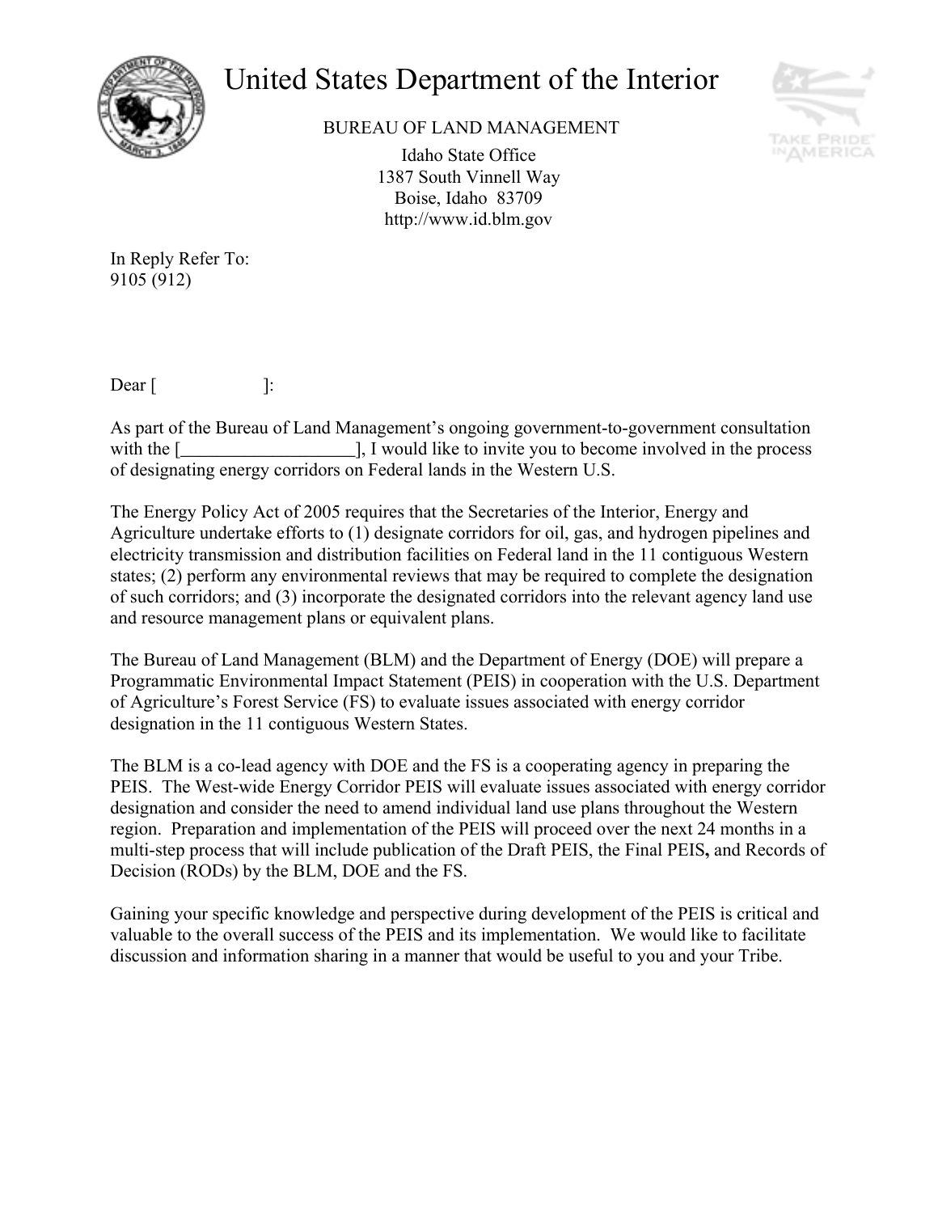# United States Department of the Interior

BUREAU OF LAND MANAGEMENT

Idaho State Office
1387 South Vinnell Way
Boise, Idaho 83709
http://www.id.blm.gov

TAKE PRIDE IN AMERICA

In Reply Refer To:
9105 (912)

Dear [                    ]:

As part of the Bureau of Land Management's ongoing government-to-government consultation with the [___________________], I would like to invite you to become involved in the process of designating energy corridors on Federal lands in the Western U.S.

The Energy Policy Act of 2005 requires that the Secretaries of the Interior, Energy and Agriculture undertake efforts to (1) designate corridors for oil, gas, and hydrogen pipelines and electricity transmission and distribution facilities on Federal land in the 11 contiguous Western states; (2) perform any environmental reviews that may be required to complete the designation of such corridors; and (3) incorporate the designated corridors into the relevant agency land use and resource management plans or equivalent plans.

The Bureau of Land Management (BLM) and the Department of Energy (DOE) will prepare a Programmatic Environmental Impact Statement (PEIS) in cooperation with the U.S. Department of Agriculture's Forest Service (FS) to evaluate issues associated with energy corridor designation in the 11 contiguous Western States.

The BLM is a co-lead agency with DOE and the FS is a cooperating agency in preparing the PEIS. The West-wide Energy Corridor PEIS will evaluate issues associated with energy corridor designation and consider the need to amend individual land use plans throughout the Western region. Preparation and implementation of the PEIS will proceed over the next 24 months in a multi-step process that will include publication of the Draft PEIS, the Final PEIS**,** and Records of Decision (RODs) by the BLM, DOE and the FS.

Gaining your specific knowledge and perspective during development of the PEIS is critical and valuable to the overall success of the PEIS and its implementation. We would like to facilitate discussion and information sharing in a manner that would be useful to you and your Tribe.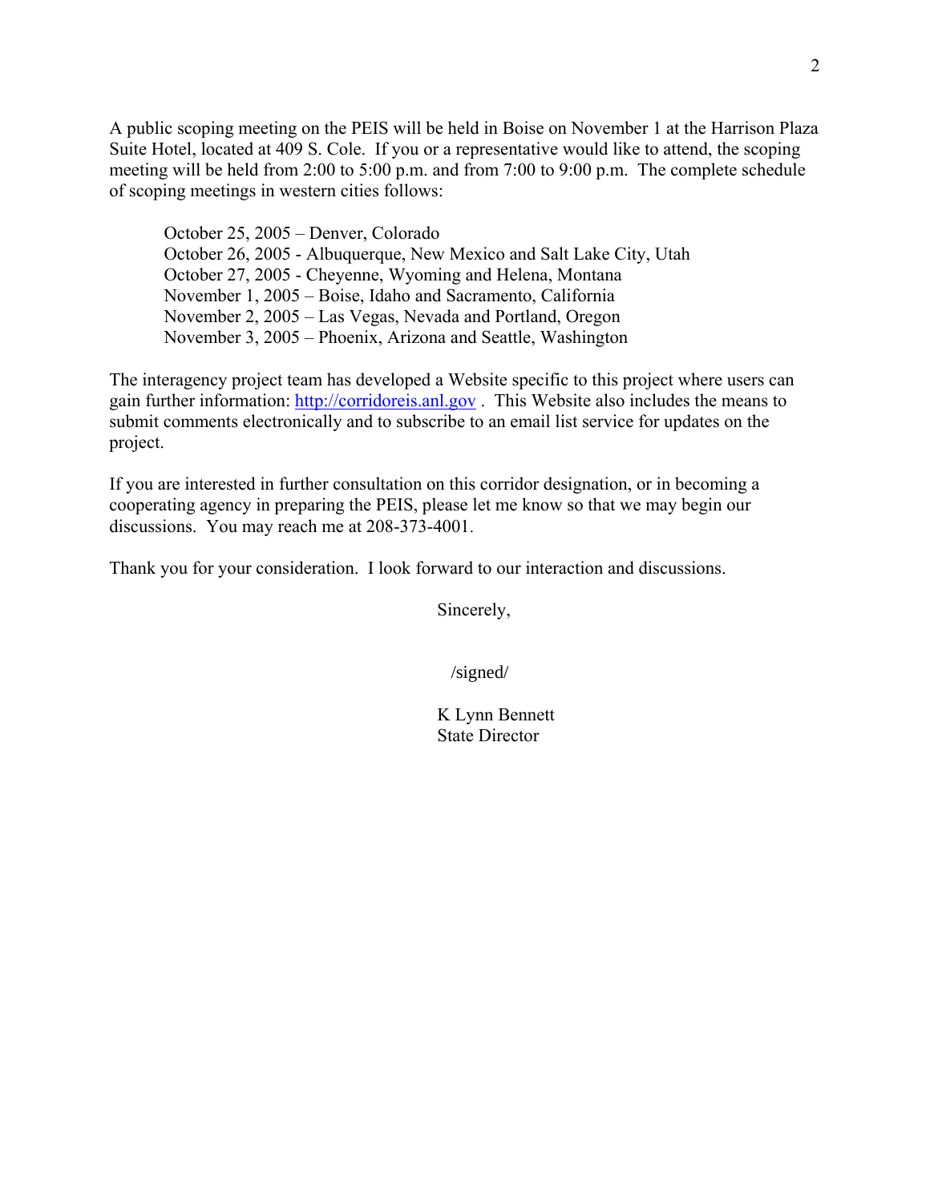A public scoping meeting on the PEIS will be held in Boise on November 1 at the Harrison Plaza Suite Hotel, located at 409 S. Cole. If you or a representative would like to attend, the scoping meeting will be held from 2:00 to 5:00 p.m. and from 7:00 to 9:00 p.m. The complete schedule of scoping meetings in western cities follows:

October 25, 2005 – Denver, Colorado
October 26, 2005 - Albuquerque, New Mexico and Salt Lake City, Utah
October 27, 2005 - Cheyenne, Wyoming and Helena, Montana
November 1, 2005 – Boise, Idaho and Sacramento, California
November 2, 2005 – Las Vegas, Nevada and Portland, Oregon
November 3, 2005 – Phoenix, Arizona and Seattle, Washington

The interagency project team has developed a Website specific to this project where users can gain further information: http://corridoreis.anl.gov . This Website also includes the means to submit comments electronically and to subscribe to an email list service for updates on the project.

If you are interested in further consultation on this corridor designation, or in becoming a cooperating agency in preparing the PEIS, please let me know so that we may begin our discussions. You may reach me at 208-373-4001.

Thank you for your consideration. I look forward to our interaction and discussions.

Sincerely,

/signed/

K Lynn Bennett
State Director